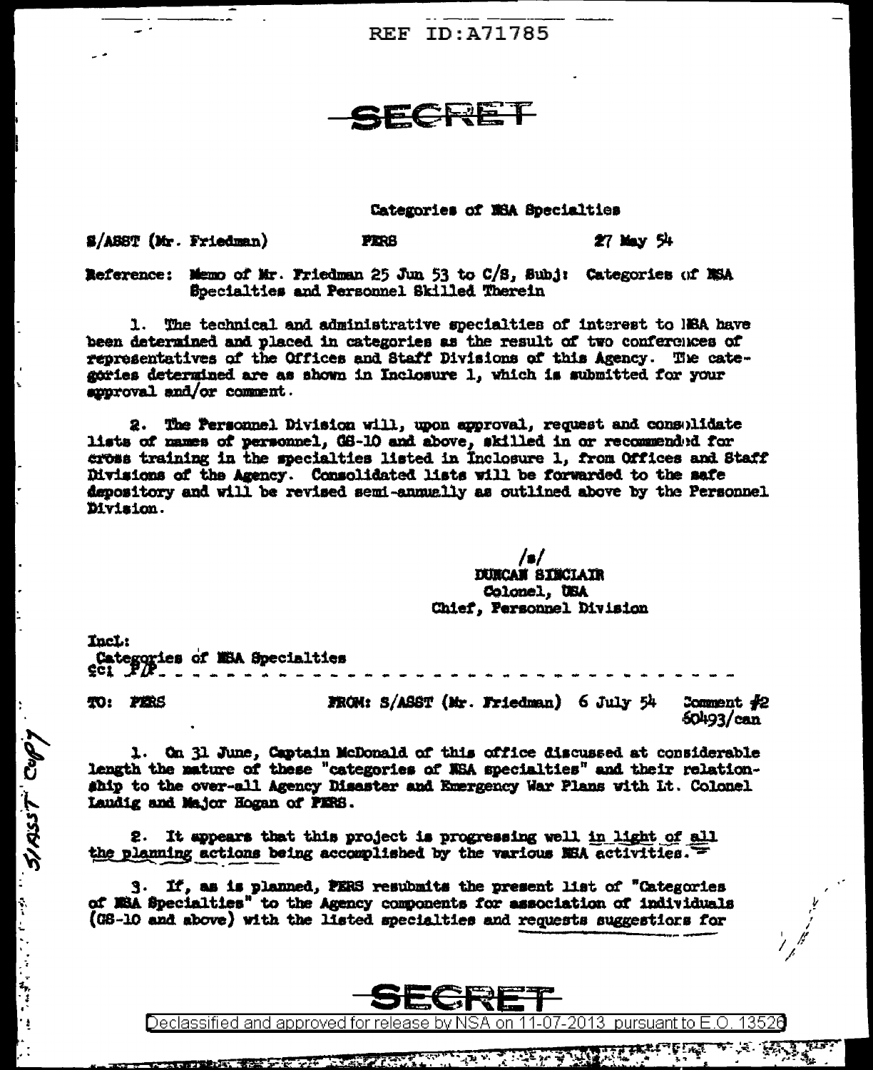REF ID:A71785

SECRET

Categories of NSA Specialties

S/ASST (Mr. Friedman) PERS 27 May 54

Reference: Memo of Mr. Friedman 25 Jun 53 to C/S, Subj: Categories of NSA Specialties and Personnel Skilled Therein

1. The technical and administrative specialties of interest to NSA have been determined and placed in categories as the result of two conferences of representatives of the Offices and Staff Divisions of this Agency. The categories determined are as shown in Inclosure 1, which is submitted for your approval and/or comment.

2. The Personnel Division will, upon approval, request and consolidate lists of names of personnel, GS-10 and above, skilled in or recommended for cross training in the specialties listed in Inclosure 1, from Offices and Staff Divisions of the Agency. Consolidated lists will be forwarded to the safe depository and will be revised semi-annually as outlined above by the Personnel Division.

/s/
DUNCAN SINCLAIR
Colonel, USA
Chief, Personnel Division

Incl:
Categories of NSA Specialties
cc: PDP

---

TO: PERS FROM: S/ASST (Mr. Friedman) 6 July 54 Comment #2
60493/can

1. On 31 June, Captain McDonald of this office discussed at considerable length the nature of these "categories of NSA specialties" and their relationship to the over-all Agency Disaster and Emergency War Plans with Lt. Colonel Laudig and Major Hogan of PERS.

2. It appears that this project is progressing well in light of all the planning actions being accomplished by the various NSA activities.

3. If, as is planned, PERS resubmits the present list of "Categories of NSA Specialties" to the Agency components for association of individuals (GS-10 and above) with the listed specialties and requests suggestions for

S/ASST Copy

SECRET

Declassified and approved for release by NSA on 11-07-2013 pursuant to E.O. 13526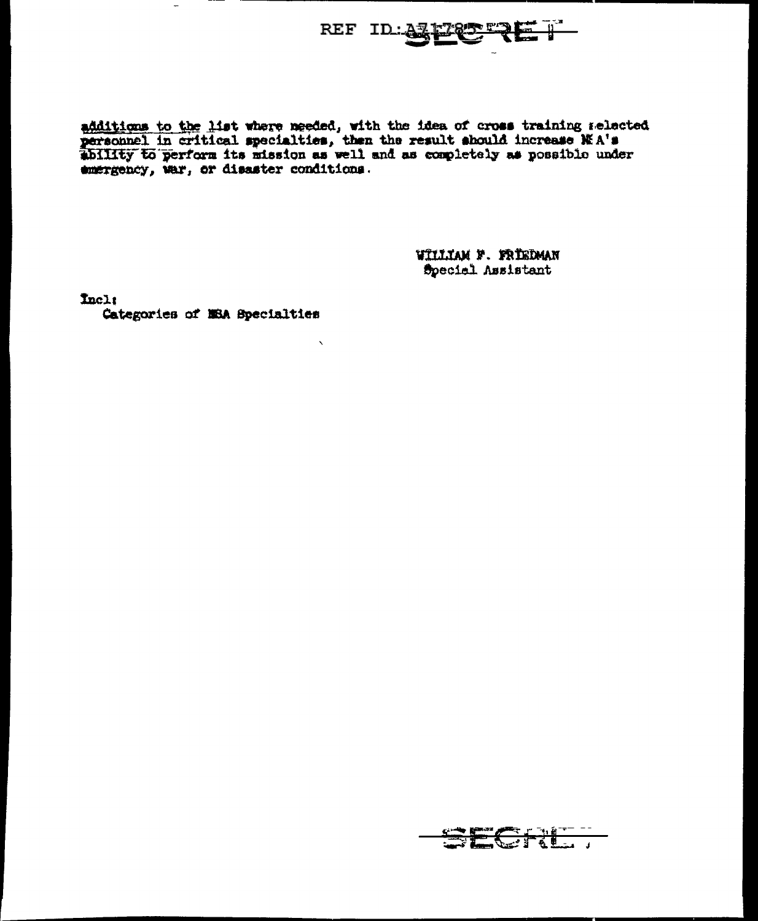additions to the list where needed, with the idea of cross training selected personnel in critical specialties, then the result should increase NSA's ability to perform its mission as well and as completely as possible under emergency, war, or disaster conditions.

WILLIAM F. FRIEDMAN
Special Assistant

Incl:
Categories of NSA Specialties